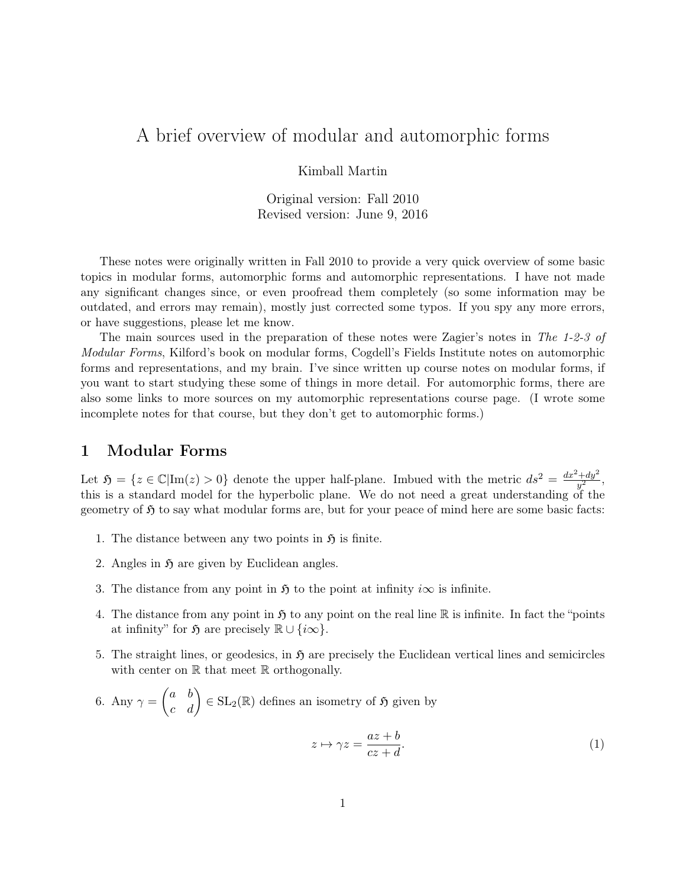# A brief overview of modular and automorphic forms

Kimball Martin

Original version: Fall 2010
Revised version: June 9, 2016

These notes were originally written in Fall 2010 to provide a very quick overview of some basic topics in modular forms, automorphic forms and automorphic representations. I have not made any significant changes since, or even proofread them completely (so some information may be outdated, and errors may remain), mostly just corrected some typos. If you spy any more errors, or have suggestions, please let me know.

The main sources used in the preparation of these notes were Zagier's notes in *The 1-2-3 of Modular Forms*, Kilford's book on modular forms, Cogdell's Fields Institute notes on automorphic forms and representations, and my brain. I've since written up course notes on modular forms, if you want to start studying these some of things in more detail. For automorphic forms, there are also some links to more sources on my automorphic representations course page. (I wrote some incomplete notes for that course, but they don't get to automorphic forms.)

## 1 Modular Forms

Let $\mathfrak{H} = \{z \in \mathbb{C} | \mathrm{Im}(z) > 0\}$ denote the upper half-plane. Imbued with the metric $ds^2 = \frac{dx^2+dy^2}{y^2}$, this is a standard model for the hyperbolic plane. We do not need a great understanding of the geometry of $\mathfrak{H}$ to say what modular forms are, but for your peace of mind here are some basic facts:

1. The distance between any two points in $\mathfrak{H}$ is finite.
2. Angles in $\mathfrak{H}$ are given by Euclidean angles.
3. The distance from any point in $\mathfrak{H}$ to the point at infinity $i\infty$ is infinite.
4. The distance from any point in $\mathfrak{H}$ to any point on the real line $\mathbb{R}$ is infinite. In fact the "points at infinity" for $\mathfrak{H}$ are precisely $\mathbb{R} \cup \{i\infty\}$.
5. The straight lines, or geodesics, in $\mathfrak{H}$ are precisely the Euclidean vertical lines and semicircles with center on $\mathbb{R}$ that meet $\mathbb{R}$ orthogonally.
6. Any $\gamma = \begin{pmatrix} a & b \\ c & d \end{pmatrix} \in \mathrm{SL}_2(\mathbb{R})$ defines an isometry of $\mathfrak{H}$ given by

$$z \mapsto \gamma z = \frac{az+b}{cz+d}. \tag{1}$$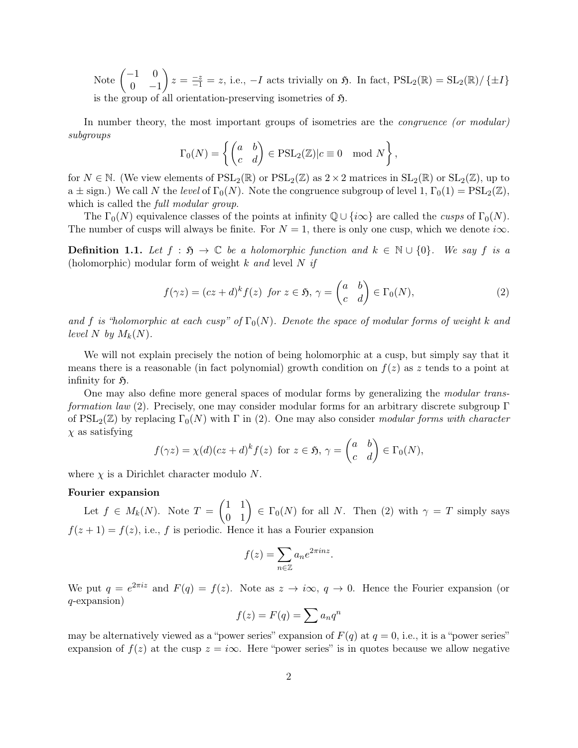Note $\begin{pmatrix} -1 & 0 \\ 0 & -1 \end{pmatrix} z = \frac{-z}{-1} = z$, i.e., $-I$ acts trivially on $\mathfrak{H}$. In fact, $\mathrm{PSL}_2(\mathbb{R}) = \mathrm{SL}_2(\mathbb{R})/\{\pm I\}$ is the group of all orientation-preserving isometries of $\mathfrak{H}$.

In number theory, the most important groups of isometries are the *congruence (or modular) subgroups*

$$\Gamma_0(N) = \left\{ \begin{pmatrix} a & b \\ c & d \end{pmatrix} \in \mathrm{PSL}_2(\mathbb{Z}) | c \equiv 0 \mod N \right\},$$

for $N \in \mathbb{N}$. (We view elements of $\mathrm{PSL}_2(\mathbb{R})$ or $\mathrm{PSL}_2(\mathbb{Z})$ as $2 \times 2$ matrices in $\mathrm{SL}_2(\mathbb{R})$ or $\mathrm{SL}_2(\mathbb{Z})$, up to a $\pm$ sign.) We call $N$ the *level* of $\Gamma_0(N)$. Note the congruence subgroup of level 1, $\Gamma_0(1) = \mathrm{PSL}_2(\mathbb{Z})$, which is called the *full modular group*.

The $\Gamma_0(N)$ equivalence classes of the points at infinity $\mathbb{Q} \cup \{i\infty\}$ are called the *cusps* of $\Gamma_0(N)$. The number of cusps will always be finite. For $N = 1$, there is only one cusp, which we denote $i\infty$.

**Definition 1.1.** *Let $f : \mathfrak{H} \to \mathbb{C}$ be a holomorphic function and $k \in \mathbb{N} \cup \{0\}$. We say $f$ is a* (holomorphic) modular form *of weight $k$ and* level $N$ *if*

$$f(\gamma z) = (cz + d)^k f(z) \text{ for } z \in \mathfrak{H}, \gamma = \begin{pmatrix} a & b \\ c & d \end{pmatrix} \in \Gamma_0(N), \tag{2}$$

*and $f$ is "holomorphic at each cusp" of $\Gamma_0(N)$. Denote the space of modular forms of weight $k$ and level $N$ by $M_k(N)$.*

We will not explain precisely the notion of being holomorphic at a cusp, but simply say that it means there is a reasonable (in fact polynomial) growth condition on $f(z)$ as $z$ tends to a point at infinity for $\mathfrak{H}$.

One may also define more general spaces of modular forms by generalizing the *modular transformation law* (2). Precisely, one may consider modular forms for an arbitrary discrete subgroup $\Gamma$ of $\mathrm{PSL}_2(\mathbb{Z})$ by replacing $\Gamma_0(N)$ with $\Gamma$ in (2). One may also consider *modular forms with character* $\chi$ as satisfying

$$f(\gamma z) = \chi(d)(cz + d)^k f(z) \text{ for } z \in \mathfrak{H}, \gamma = \begin{pmatrix} a & b \\ c & d \end{pmatrix} \in \Gamma_0(N),$$

where $\chi$ is a Dirichlet character modulo $N$.

**Fourier expansion**

Let $f \in M_k(N)$. Note $T = \begin{pmatrix} 1 & 1 \\ 0 & 1 \end{pmatrix} \in \Gamma_0(N)$ for all $N$. Then (2) with $\gamma = T$ simply says $f(z+1) = f(z)$, i.e., $f$ is periodic. Hence it has a Fourier expansion

$$f(z) = \sum_{n \in \mathbb{Z}} a_n e^{2\pi i n z}.$$

We put $q = e^{2\pi i z}$ and $F(q) = f(z)$. Note as $z \to i\infty$, $q \to 0$. Hence the Fourier expansion (or $q$-expansion)

$$f(z) = F(q) = \sum a_n q^n$$

may be alternatively viewed as a "power series" expansion of $F(q)$ at $q = 0$, i.e., it is a "power series" expansion of $f(z)$ at the cusp $z = i\infty$. Here "power series" is in quotes because we allow negative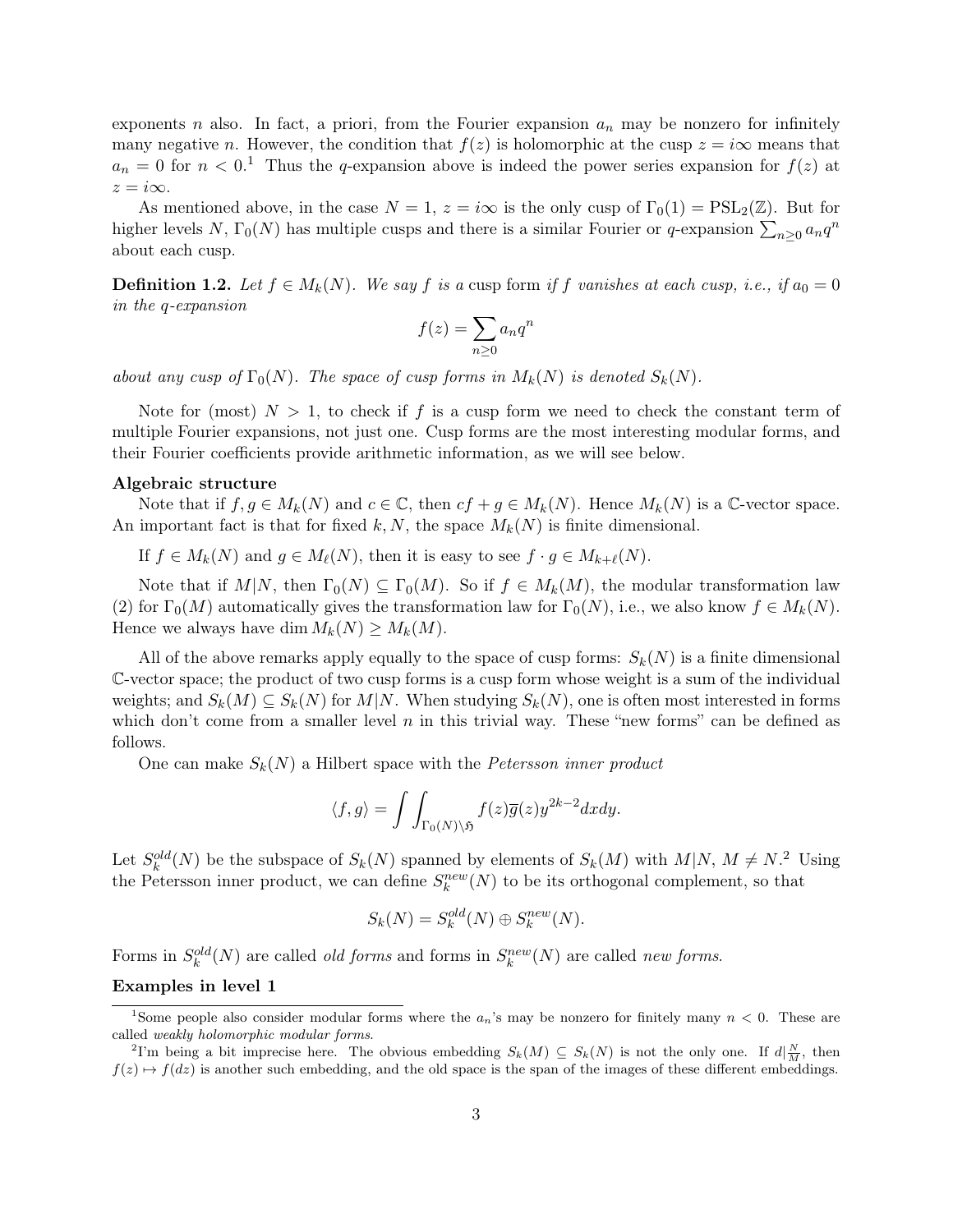exponents $n$ also. In fact, a priori, from the Fourier expansion $a_n$ may be nonzero for infinitely many negative $n$. However, the condition that $f(z)$ is holomorphic at the cusp $z = i\infty$ means that $a_n = 0$ for $n < 0$.[1] Thus the $q$-expansion above is indeed the power series expansion for $f(z)$ at $z = i\infty$.

As mentioned above, in the case $N = 1$, $z = i\infty$ is the only cusp of $\Gamma_0(1) = \mathrm{PSL}_2(\mathbb{Z})$. But for higher levels $N$, $\Gamma_0(N)$ has multiple cusps and there is a similar Fourier or $q$-expansion $\sum_{n\geq 0} a_n q^n$ about each cusp.

**Definition 1.2.** *Let $f \in M_k(N)$. We say $f$ is a* cusp form *if $f$ vanishes at each cusp, i.e., if $a_0 = 0$ in the $q$-expansion*

$$f(z) = \sum_{n\geq 0} a_n q^n$$

*about any cusp of $\Gamma_0(N)$. The space of cusp forms in $M_k(N)$ is denoted $S_k(N)$.*

Note for (most) $N > 1$, to check if $f$ is a cusp form we need to check the constant term of multiple Fourier expansions, not just one. Cusp forms are the most interesting modular forms, and their Fourier coefficients provide arithmetic information, as we will see below.

**Algebraic structure**

Note that if $f, g \in M_k(N)$ and $c \in \mathbb{C}$, then $cf + g \in M_k(N)$. Hence $M_k(N)$ is a $\mathbb{C}$-vector space. An important fact is that for fixed $k, N$, the space $M_k(N)$ is finite dimensional.

If $f \in M_k(N)$ and $g \in M_\ell(N)$, then it is easy to see $f \cdot g \in M_{k+\ell}(N)$.

Note that if $M|N$, then $\Gamma_0(N) \subseteq \Gamma_0(M)$. So if $f \in M_k(M)$, the modular transformation law (2) for $\Gamma_0(M)$ automatically gives the transformation law for $\Gamma_0(N)$, i.e., we also know $f \in M_k(N)$. Hence we always have $\dim M_k(N) \geq M_k(M)$.

All of the above remarks apply equally to the space of cusp forms: $S_k(N)$ is a finite dimensional $\mathbb{C}$-vector space; the product of two cusp forms is a cusp form whose weight is a sum of the individual weights; and $S_k(M) \subseteq S_k(N)$ for $M|N$. When studying $S_k(N)$, one is often most interested in forms which don't come from a smaller level $n$ in this trivial way. These "new forms" can be defined as follows.

One can make $S_k(N)$ a Hilbert space with the *Petersson inner product*

$$\langle f, g\rangle = \int\int_{\Gamma_0(N)\backslash\mathfrak{H}} f(z)\overline{g}(z) y^{2k-2} dx dy.$$

Let $S_k^{old}(N)$ be the subspace of $S_k(N)$ spanned by elements of $S_k(M)$ with $M|N$, $M \neq N$.[2] Using the Petersson inner product, we can define $S_k^{new}(N)$ to be its orthogonal complement, so that

$$S_k(N) = S_k^{old}(N) \oplus S_k^{new}(N).$$

Forms in $S_k^{old}(N)$ are called *old forms* and forms in $S_k^{new}(N)$ are called *new forms*.

**Examples in level 1**

---

[1] Some people also consider modular forms where the $a_n$'s may be nonzero for finitely many $n < 0$. These are called *weakly holomorphic modular forms*.

[2] I'm being a bit imprecise here. The obvious embedding $S_k(M) \subseteq S_k(N)$ is not the only one. If $d|\frac{N}{M}$, then $f(z) \mapsto f(dz)$ is another such embedding, and the old space is the span of the images of these different embeddings.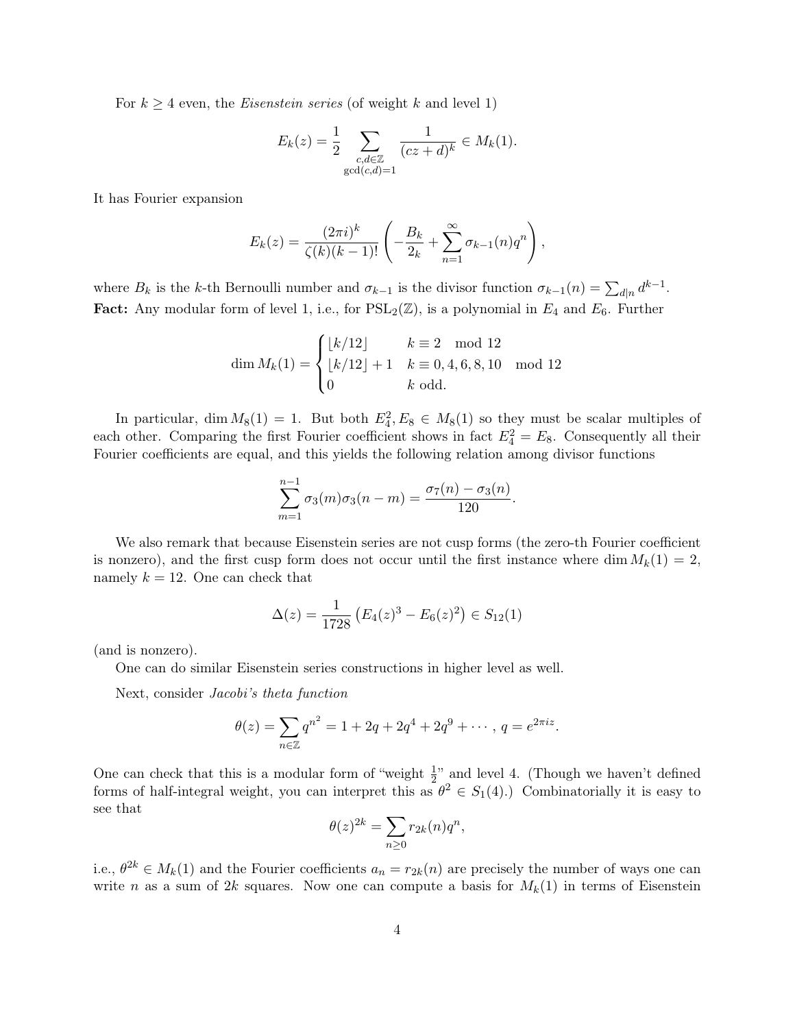For $k \geq 4$ even, the *Eisenstein series* (of weight $k$ and level 1)

$$E_k(z) = \frac{1}{2} \sum_{\substack{c,d \in \mathbb{Z} \\ \gcd(c,d)=1}} \frac{1}{(cz+d)^k} \in M_k(1).$$

It has Fourier expansion

$$E_k(z) = \frac{(2\pi i)^k}{\zeta(k)(k-1)!} \left( -\frac{B_k}{2_k} + \sum_{n=1}^{\infty} \sigma_{k-1}(n) q^n \right),$$

where $B_k$ is the $k$-th Bernoulli number and $\sigma_{k-1}$ is the divisor function $\sigma_{k-1}(n) = \sum_{d|n} d^{k-1}$.
**Fact:** Any modular form of level 1, i.e., for $\mathrm{PSL}_2(\mathbb{Z})$, is a polynomial in $E_4$ and $E_6$. Further

$$\dim M_k(1) = \begin{cases} \lfloor k/12 \rfloor & k \equiv 2 \mod 12 \\ \lfloor k/12 \rfloor + 1 & k \equiv 0, 4, 6, 8, 10 \mod 12 \\ 0 & k \text{ odd.} \end{cases}$$

In particular, $\dim M_8(1) = 1$. But both $E_4^2, E_8 \in M_8(1)$ so they must be scalar multiples of each other. Comparing the first Fourier coefficient shows in fact $E_4^2 = E_8$. Consequently all their Fourier coefficients are equal, and this yields the following relation among divisor functions

$$\sum_{m=1}^{n-1} \sigma_3(m)\sigma_3(n-m) = \frac{\sigma_7(n) - \sigma_3(n)}{120}.$$

We also remark that because Eisenstein series are not cusp forms (the zero-th Fourier coefficient is nonzero), and the first cusp form does not occur until the first instance where $\dim M_k(1) = 2$, namely $k = 12$. One can check that

$$\Delta(z) = \frac{1}{1728} \left( E_4(z)^3 - E_6(z)^2 \right) \in S_{12}(1)$$

(and is nonzero).

One can do similar Eisenstein series constructions in higher level as well.

Next, consider *Jacobi's theta function*

$$\theta(z) = \sum_{n \in \mathbb{Z}} q^{n^2} = 1 + 2q + 2q^4 + 2q^9 + \cdots, \; q = e^{2\pi i z}.$$

One can check that this is a modular form of "weight $\frac{1}{2}$" and level 4. (Though we haven't defined forms of half-integral weight, you can interpret this as $\theta^2 \in S_1(4)$.) Combinatorially it is easy to see that

$$\theta(z)^{2k} = \sum_{n \geq 0} r_{2k}(n) q^n,$$

i.e., $\theta^{2k} \in M_k(1)$ and the Fourier coefficients $a_n = r_{2k}(n)$ are precisely the number of ways one can write $n$ as a sum of $2k$ squares. Now one can compute a basis for $M_k(1)$ in terms of Eisenstein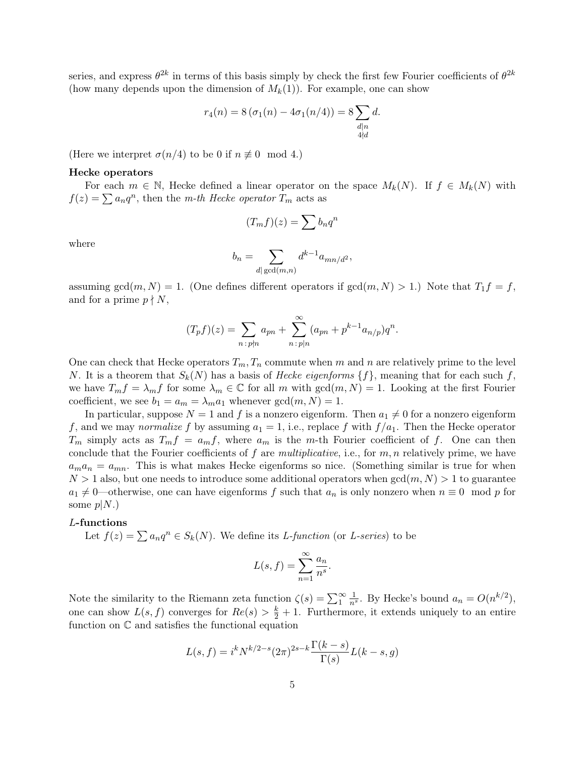series, and express $\theta^{2k}$ in terms of this basis simply by check the first few Fourier coefficients of $\theta^{2k}$ (how many depends upon the dimension of $M_k(1)$). For example, one can show

$$r_4(n) = 8\left(\sigma_1(n) - 4\sigma_1(n/4)\right) = 8\sum_{\substack{d|n \\ 4\nmid d}} d.$$

(Here we interpret $\sigma(n/4)$ to be 0 if $n \not\equiv 0 \mod 4$.)

**Hecke operators**

For each $m \in \mathbb{N}$, Hecke defined a linear operator on the space $M_k(N)$. If $f \in M_k(N)$ with $f(z) = \sum a_n q^n$, then the *m-th Hecke operator* $T_m$ acts as

$$(T_m f)(z) = \sum b_n q^n$$

where

$$b_n = \sum_{d|\gcd(m,n)} d^{k-1} a_{mn/d^2},$$

assuming $\gcd(m, N) = 1$. (One defines different operators if $\gcd(m, N) > 1$.) Note that $T_1 f = f$, and for a prime $p \nmid N$,

$$(T_p f)(z) = \sum_{n\,:\,p\nmid n} a_{pn} + \sum_{n\,:\,p|n}^{\infty} (a_{pn} + p^{k-1} a_{n/p}) q^n.$$

One can check that Hecke operators $T_m, T_n$ commute when $m$ and $n$ are relatively prime to the level $N$. It is a theorem that $S_k(N)$ has a basis of *Hecke eigenforms* $\{f\}$, meaning that for each such $f$, we have $T_m f = \lambda_m f$ for some $\lambda_m \in \mathbb{C}$ for all $m$ with $\gcd(m, N) = 1$. Looking at the first Fourier coefficient, we see $b_1 = a_m = \lambda_m a_1$ whenever $\gcd(m, N) = 1$.

In particular, suppose $N = 1$ and $f$ is a nonzero eigenform. Then $a_1 \neq 0$ for a nonzero eigenform $f$, and we may *normalize* $f$ by assuming $a_1 = 1$, i.e., replace $f$ with $f/a_1$. Then the Hecke operator $T_m$ simply acts as $T_m f = a_m f$, where $a_m$ is the $m$-th Fourier coefficient of $f$. One can then conclude that the Fourier coefficients of $f$ are *multiplicative*, i.e., for $m, n$ relatively prime, we have $a_m a_n = a_{mn}$. This is what makes Hecke eigenforms so nice. (Something similar is true for when $N > 1$ also, but one needs to introduce some additional operators when $\gcd(m, N) > 1$ to guarantee $a_1 \neq 0$—otherwise, one can have eigenforms $f$ such that $a_n$ is only nonzero when $n \equiv 0 \mod p$ for some $p|N$.)

***L*-functions**

Let $f(z) = \sum a_n q^n \in S_k(N)$. We define its *L-function* (or *L-series*) to be

$$L(s, f) = \sum_{n=1}^{\infty} \frac{a_n}{n^s}.$$

Note the similarity to the Riemann zeta function $\zeta(s) = \sum_1^\infty \frac{1}{n^s}$. By Hecke's bound $a_n = O(n^{k/2})$, one can show $L(s, f)$ converges for $Re(s) > \frac{k}{2} + 1$. Furthermore, it extends uniquely to an entire function on $\mathbb{C}$ and satisfies the functional equation

$$L(s, f) = i^k N^{k/2-s} (2\pi)^{2s-k} \frac{\Gamma(k-s)}{\Gamma(s)} L(k-s, g)$$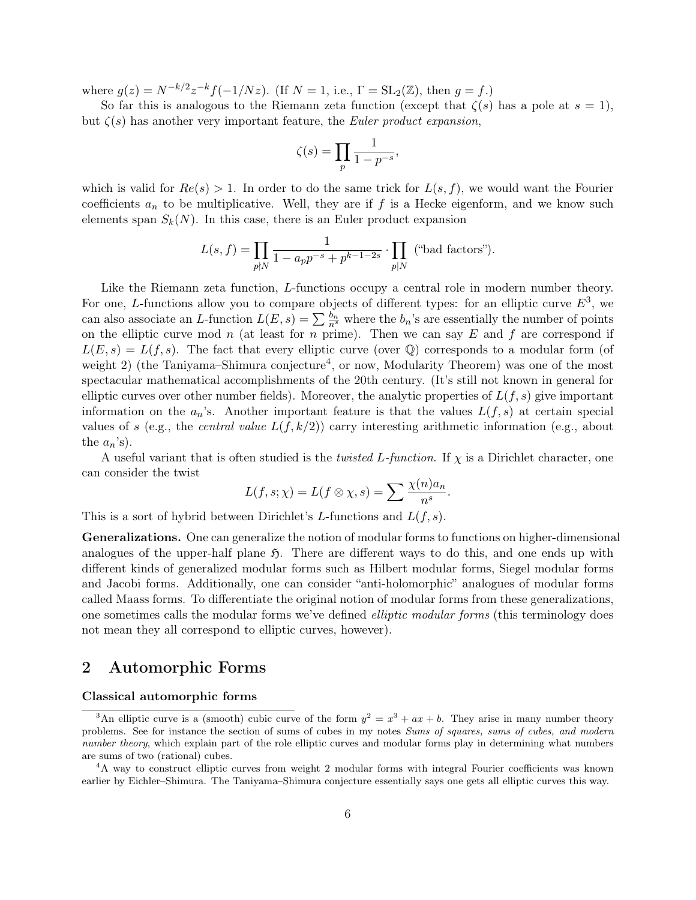where $g(z) = N^{-k/2} z^{-k} f(-1/Nz)$. (If $N = 1$, i.e., $\Gamma = \mathrm{SL}_2(\mathbb{Z})$, then $g = f$.)

So far this is analogous to the Riemann zeta function (except that $\zeta(s)$ has a pole at $s = 1$), but $\zeta(s)$ has another very important feature, the *Euler product expansion*,

$$\zeta(s) = \prod_p \frac{1}{1 - p^{-s}},$$

which is valid for $Re(s) > 1$. In order to do the same trick for $L(s, f)$, we would want the Fourier coefficients $a_n$ to be multiplicative. Well, they are if $f$ is a Hecke eigenform, and we know such elements span $S_k(N)$. In this case, there is an Euler product expansion

$$L(s, f) = \prod_{p \nmid N} \frac{1}{1 - a_p p^{-s} + p^{k-1-2s}} \cdot \prod_{p | N} (\text{"bad factors"}).$$

Like the Riemann zeta function, $L$-functions occupy a central role in modern number theory. For one, $L$-functions allow you to compare objects of different types: for an elliptic curve $E$[3], we can also associate an $L$-function $L(E, s) = \sum \frac{b_n}{n^s}$ where the $b_n$'s are essentially the number of points on the elliptic curve mod $n$ (at least for $n$ prime). Then we can say $E$ and $f$ are correspond if $L(E, s) = L(f, s)$. The fact that every elliptic curve (over $\mathbb{Q}$) corresponds to a modular form (of weight 2) (the Taniyama–Shimura conjecture[4], or now, Modularity Theorem) was one of the most spectacular mathematical accomplishments of the 20th century. (It's still not known in general for elliptic curves over other number fields). Moreover, the analytic properties of $L(f, s)$ give important information on the $a_n$'s. Another important feature is that the values $L(f, s)$ at certain special values of $s$ (e.g., the *central value* $L(f, k/2)$) carry interesting arithmetic information (e.g., about the $a_n$'s).

A useful variant that is often studied is the *twisted $L$-function*. If $\chi$ is a Dirichlet character, one can consider the twist

$$L(f, s; \chi) = L(f \otimes \chi, s) = \sum \frac{\chi(n) a_n}{n^s}.$$

This is a sort of hybrid between Dirichlet's $L$-functions and $L(f, s)$.

**Generalizations.** One can generalize the notion of modular forms to functions on higher-dimensional analogues of the upper-half plane $\mathfrak{H}$. There are different ways to do this, and one ends up with different kinds of generalized modular forms such as Hilbert modular forms, Siegel modular forms and Jacobi forms. Additionally, one can consider "anti-holomorphic" analogues of modular forms called Maass forms. To differentiate the original notion of modular forms from these generalizations, one sometimes calls the modular forms we've defined *elliptic modular forms* (this terminology does not mean they all correspond to elliptic curves, however).

## 2 Automorphic Forms

**Classical automorphic forms**

[3] An elliptic curve is a (smooth) cubic curve of the form $y^2 = x^3 + ax + b$. They arise in many number theory problems. See for instance the section of sums of cubes in my notes *Sums of squares, sums of cubes, and modern number theory*, which explain part of the role elliptic curves and modular forms play in determining what numbers are sums of two (rational) cubes.

[4] A way to construct elliptic curves from weight 2 modular forms with integral Fourier coefficients was known earlier by Eichler–Shimura. The Taniyama–Shimura conjecture essentially says one gets all elliptic curves this way.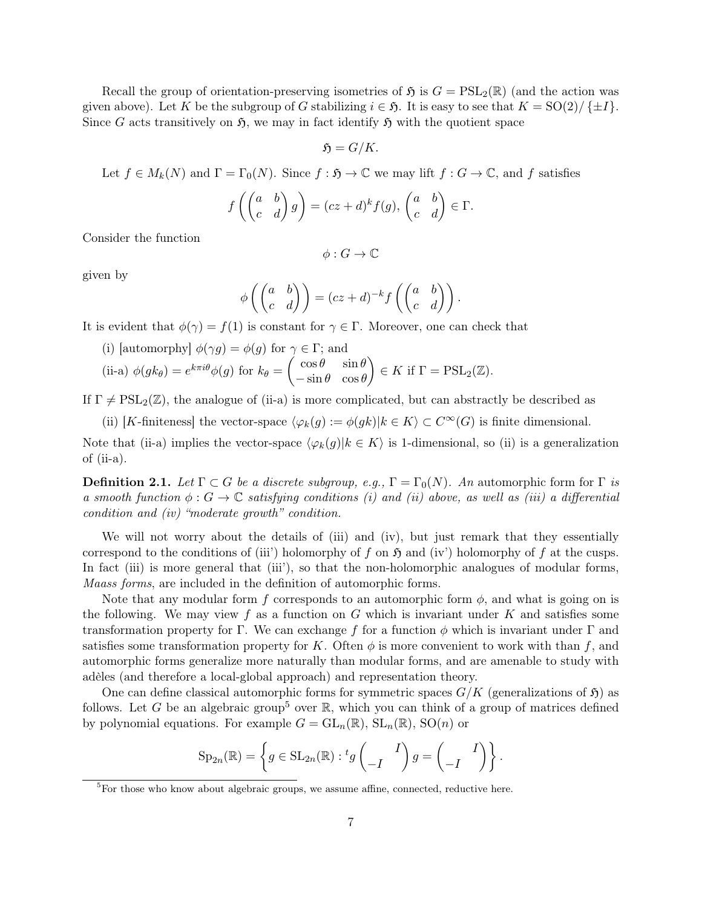Recall the group of orientation-preserving isometries of $\mathfrak{H}$ is $G = \mathrm{PSL}_2(\mathbb{R})$ (and the action was given above). Let $K$ be the subgroup of $G$ stabilizing $i \in \mathfrak{H}$. It is easy to see that $K = \mathrm{SO}(2)/\{\pm I\}$. Since $G$ acts transitively on $\mathfrak{H}$, we may in fact identify $\mathfrak{H}$ with the quotient space

$$\mathfrak{H} = G/K.$$

Let $f \in M_k(N)$ and $\Gamma = \Gamma_0(N)$. Since $f : \mathfrak{H} \to \mathbb{C}$ we may lift $f : G \to \mathbb{C}$, and $f$ satisfies

$$f\left(\begin{pmatrix} a & b \\ c & d \end{pmatrix} g\right) = (cz+d)^k f(g), \ \begin{pmatrix} a & b \\ c & d \end{pmatrix} \in \Gamma.$$

Consider the function

$$\phi : G \to \mathbb{C}$$

given by

$$\phi\left(\begin{pmatrix} a & b \\ c & d \end{pmatrix}\right) = (cz+d)^{-k} f\left(\begin{pmatrix} a & b \\ c & d \end{pmatrix}\right).$$

It is evident that $\phi(\gamma) = f(1)$ is constant for $\gamma \in \Gamma$. Moreover, one can check that

- (i) [automorphy] $\phi(\gamma g) = \phi(g)$ for $\gamma \in \Gamma$; and
- (ii-a) $\phi(g k_\theta) = e^{k\pi i \theta}\phi(g)$ for $k_\theta = \begin{pmatrix} \cos\theta & \sin\theta \\ -\sin\theta & \cos\theta \end{pmatrix} \in K$ if $\Gamma = \mathrm{PSL}_2(\mathbb{Z})$.

If $\Gamma \neq \mathrm{PSL}_2(\mathbb{Z})$, the analogue of (ii-a) is more complicated, but can abstractly be described as

- (ii) [$K$-finiteness] the vector-space $\langle \varphi_k(g) := \phi(gk) | k \in K\rangle \subset C^\infty(G)$ is finite dimensional.

Note that (ii-a) implies the vector-space $\langle \varphi_k(g) | k \in K\rangle$ is 1-dimensional, so (ii) is a generalization of (ii-a).

**Definition 2.1.** *Let $\Gamma \subset G$ be a discrete subgroup, e.g., $\Gamma = \Gamma_0(N)$. An* automorphic form for $\Gamma$ *is a smooth function $\phi : G \to \mathbb{C}$ satisfying conditions (i) and (ii) above, as well as (iii) a differential condition and (iv) "moderate growth" condition.*

We will not worry about the details of (iii) and (iv), but just remark that they essentially correspond to the conditions of (iii') holomorphy of $f$ on $\mathfrak{H}$ and (iv') holomorphy of $f$ at the cusps. In fact (iii) is more general that (iii'), so that the non-holomorphic analogues of modular forms, *Maass forms*, are included in the definition of automorphic forms.

Note that any modular form $f$ corresponds to an automorphic form $\phi$, and what is going on is the following. We may view $f$ as a function on $G$ which is invariant under $K$ and satisfies some transformation property for $\Gamma$. We can exchange $f$ for a function $\phi$ which is invariant under $\Gamma$ and satisfies some transformation property for $K$. Often $\phi$ is more convenient to work with than $f$, and automorphic forms generalize more naturally than modular forms, and are amenable to study with adèles (and therefore a local-global approach) and representation theory.

One can define classical automorphic forms for symmetric spaces $G/K$ (generalizations of $\mathfrak{H}$) as follows. Let $G$ be an algebraic group[5] over $\mathbb{R}$, which you can think of a group of matrices defined by polynomial equations. For example $G = \mathrm{GL}_n(\mathbb{R})$, $\mathrm{SL}_n(\mathbb{R})$, $\mathrm{SO}(n)$ or

$$\mathrm{Sp}_{2n}(\mathbb{R}) = \left\{ g \in \mathrm{SL}_{2n}(\mathbb{R}) : {}^t g \begin{pmatrix} & I \\ -I & \end{pmatrix} g = \begin{pmatrix} & I \\ -I & \end{pmatrix} \right\}.$$

[5] For those who know about algebraic groups, we assume affine, connected, reductive here.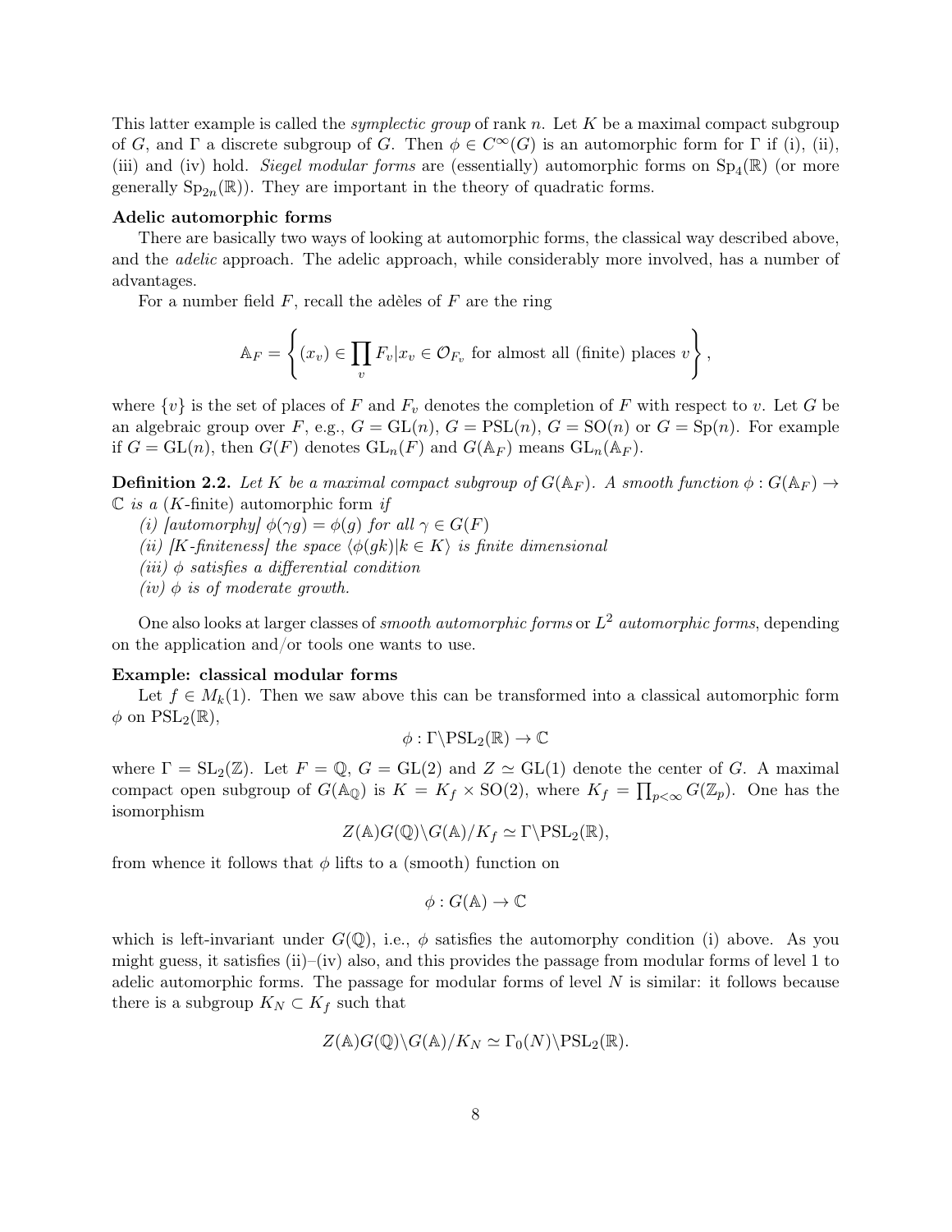This latter example is called the *symplectic group* of rank $n$. Let $K$ be a maximal compact subgroup of $G$, and $\Gamma$ a discrete subgroup of $G$. Then $\phi \in C^\infty(G)$ is an automorphic form for $\Gamma$ if (i), (ii), (iii) and (iv) hold. *Siegel modular forms* are (essentially) automorphic forms on $\mathrm{Sp}_4(\mathbb{R})$ (or more generally $\mathrm{Sp}_{2n}(\mathbb{R})$). They are important in the theory of quadratic forms.

**Adelic automorphic forms**

There are basically two ways of looking at automorphic forms, the classical way described above, and the *adelic* approach. The adelic approach, while considerably more involved, has a number of advantages.

For a number field $F$, recall the adèles of $F$ are the ring

$$\mathbb{A}_F = \left\{ (x_v) \in \prod_v F_v | x_v \in \mathcal{O}_{F_v} \text{ for almost all (finite) places } v \right\},$$

where $\{v\}$ is the set of places of $F$ and $F_v$ denotes the completion of $F$ with respect to $v$. Let $G$ be an algebraic group over $F$, e.g., $G = \mathrm{GL}(n)$, $G = \mathrm{PSL}(n)$, $G = \mathrm{SO}(n)$ or $G = \mathrm{Sp}(n)$. For example if $G = \mathrm{GL}(n)$, then $G(F)$ denotes $\mathrm{GL}_n(F)$ and $G(\mathbb{A}_F)$ means $\mathrm{GL}_n(\mathbb{A}_F)$.

**Definition 2.2.** *Let $K$ be a maximal compact subgroup of $G(\mathbb{A}_F)$. A smooth function $\phi : G(\mathbb{A}_F) \to \mathbb{C}$ is a* ($K$-finite) automorphic form *if*

*(i) [automorphy] $\phi(\gamma g) = \phi(g)$ for all $\gamma \in G(F)$*

*(ii) [$K$-finiteness] the space $\langle \phi(gk) | k \in K \rangle$ is finite dimensional*

*(iii) $\phi$ satisfies a differential condition*

*(iv) $\phi$ is of moderate growth.*

One also looks at larger classes of *smooth automorphic forms* or $L^2$ *automorphic forms*, depending on the application and/or tools one wants to use.

**Example: classical modular forms**

Let $f \in M_k(1)$. Then we saw above this can be transformed into a classical automorphic form $\phi$ on $\mathrm{PSL}_2(\mathbb{R})$,

$$\phi : \Gamma \backslash \mathrm{PSL}_2(\mathbb{R}) \to \mathbb{C}$$

where $\Gamma = \mathrm{SL}_2(\mathbb{Z})$. Let $F = \mathbb{Q}$, $G = \mathrm{GL}(2)$ and $Z \simeq \mathrm{GL}(1)$ denote the center of $G$. A maximal compact open subgroup of $G(\mathbb{A}_\mathbb{Q})$ is $K = K_f \times \mathrm{SO}(2)$, where $K_f = \prod_{p<\infty} G(\mathbb{Z}_p)$. One has the isomorphism

$$Z(\mathbb{A})G(\mathbb{Q}) \backslash G(\mathbb{A}) / K_f \simeq \Gamma \backslash \mathrm{PSL}_2(\mathbb{R}),$$

from whence it follows that $\phi$ lifts to a (smooth) function on

$$\phi : G(\mathbb{A}) \to \mathbb{C}$$

which is left-invariant under $G(\mathbb{Q})$, i.e., $\phi$ satisfies the automorphy condition (i) above. As you might guess, it satisfies (ii)–(iv) also, and this provides the passage from modular forms of level 1 to adelic automorphic forms. The passage for modular forms of level $N$ is similar: it follows because there is a subgroup $K_N \subset K_f$ such that

$$Z(\mathbb{A})G(\mathbb{Q}) \backslash G(\mathbb{A}) / K_N \simeq \Gamma_0(N) \backslash \mathrm{PSL}_2(\mathbb{R}).$$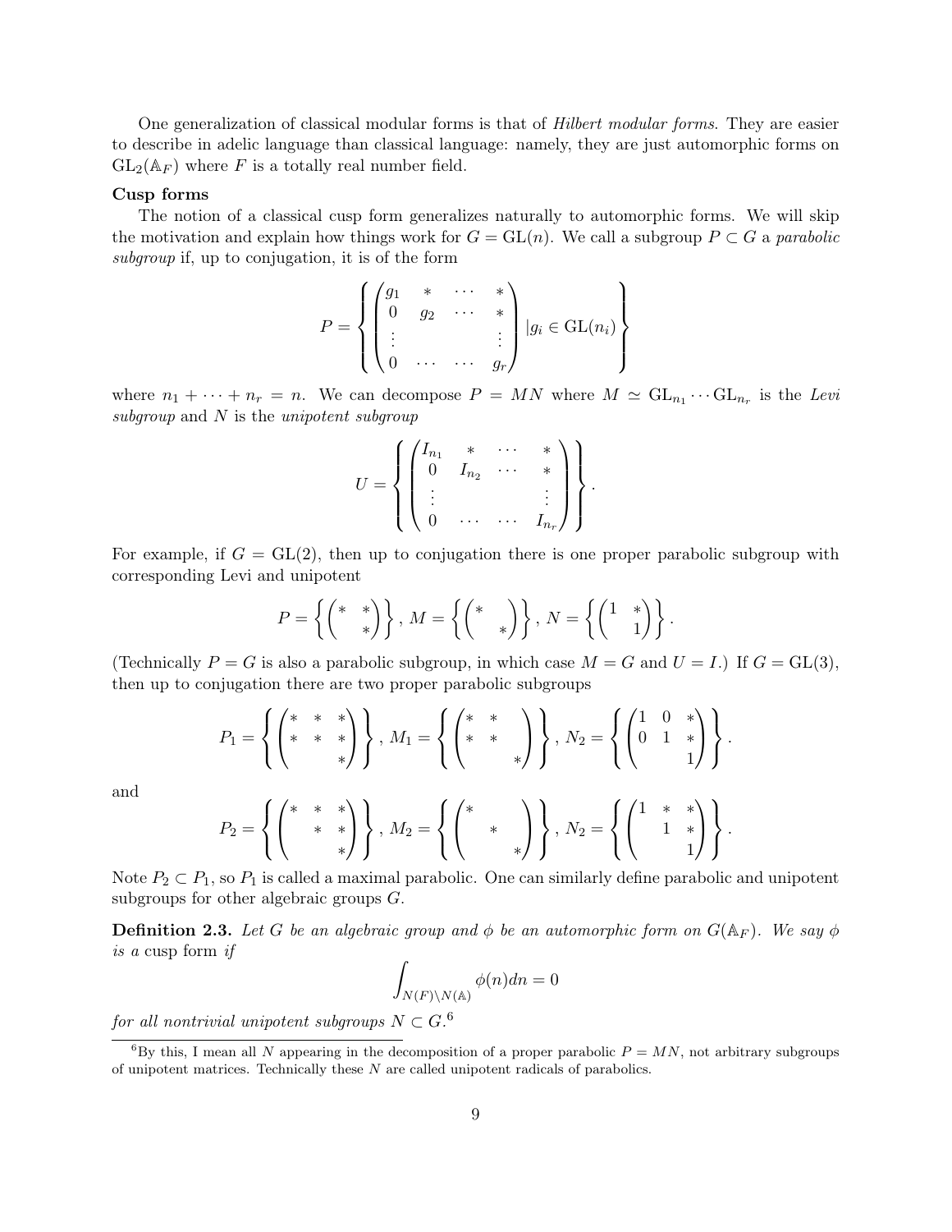One generalization of classical modular forms is that of *Hilbert modular forms*. They are easier to describe in adelic language than classical language: namely, they are just automorphic forms on $\mathrm{GL}_2(\mathbb{A}_F)$ where $F$ is a totally real number field.

**Cusp forms**

The notion of a classical cusp form generalizes naturally to automorphic forms. We will skip the motivation and explain how things work for $G = \mathrm{GL}(n)$. We call a subgroup $P \subset G$ a *parabolic subgroup* if, up to conjugation, it is of the form

$$P = \left\{ \begin{pmatrix} g_1 & * & \cdots & * \\ 0 & g_2 & \cdots & * \\ \vdots & & & \vdots \\ 0 & \cdots & \cdots & g_r \end{pmatrix} | g_i \in \mathrm{GL}(n_i) \right\}$$

where $n_1 + \cdots + n_r = n$. We can decompose $P = MN$ where $M \simeq \mathrm{GL}_{n_1} \cdots \mathrm{GL}_{n_r}$ is the *Levi subgroup* and $N$ is the *unipotent subgroup*

$$U = \left\{ \begin{pmatrix} I_{n_1} & * & \cdots & * \\ 0 & I_{n_2} & \cdots & * \\ \vdots & & & \vdots \\ 0 & \cdots & \cdots & I_{n_r} \end{pmatrix} \right\}.$$

For example, if $G = \mathrm{GL}(2)$, then up to conjugation there is one proper parabolic subgroup with corresponding Levi and unipotent

$$P = \left\{ \begin{pmatrix} * & * \\ & * \end{pmatrix} \right\}, \, M = \left\{ \begin{pmatrix} * & \\ & * \end{pmatrix} \right\}, \, N = \left\{ \begin{pmatrix} 1 & * \\ & 1 \end{pmatrix} \right\}.$$

(Technically $P = G$ is also a parabolic subgroup, in which case $M = G$ and $U = I$.) If $G = \mathrm{GL}(3)$, then up to conjugation there are two proper parabolic subgroups

$$P_1 = \left\{ \begin{pmatrix} * & * & * \\ * & * & * \\ & & * \end{pmatrix} \right\}, \, M_1 = \left\{ \begin{pmatrix} * & * & \\ * & * & \\ & & * \end{pmatrix} \right\}, \, N_2 = \left\{ \begin{pmatrix} 1 & 0 & * \\ 0 & 1 & * \\ & & 1 \end{pmatrix} \right\}.$$

and

$$P_2 = \left\{ \begin{pmatrix} * & * & * \\ & * & * \\ & & * \end{pmatrix} \right\}, \, M_2 = \left\{ \begin{pmatrix} * & & \\ & * & \\ & & * \end{pmatrix} \right\}, \, N_2 = \left\{ \begin{pmatrix} 1 & * & * \\ & 1 & * \\ & & 1 \end{pmatrix} \right\}.$$

Note $P_2 \subset P_1$, so $P_1$ is called a maximal parabolic. One can similarly define parabolic and unipotent subgroups for other algebraic groups $G$.

**Definition 2.3.** *Let $G$ be an algebraic group and $\phi$ be an automorphic form on $G(\mathbb{A}_F)$. We say $\phi$ is a* cusp form *if*

$$\int_{N(F)\backslash N(\mathbb{A})} \phi(n) dn = 0$$

*for all nontrivial unipotent subgroups $N \subset G$.*[6]

[6] By this, I mean all $N$ appearing in the decomposition of a proper parabolic $P = MN$, not arbitrary subgroups of unipotent matrices. Technically these $N$ are called unipotent radicals of parabolics.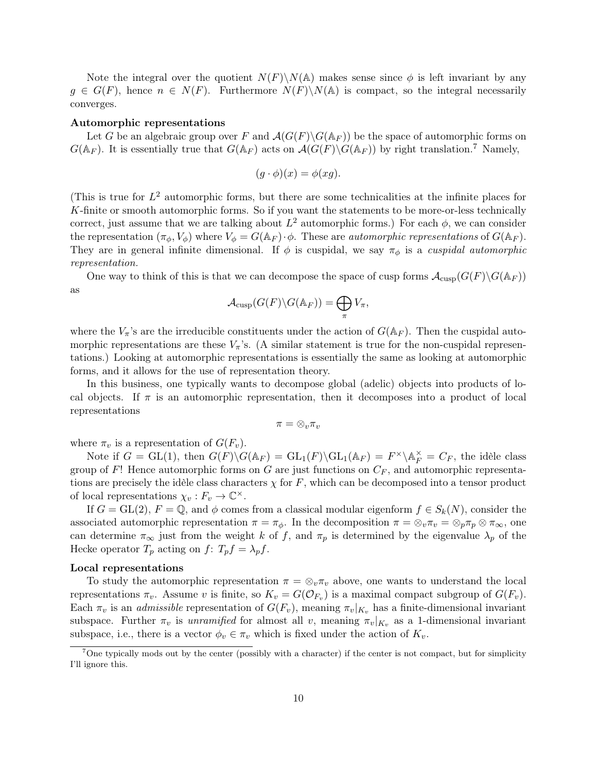Note the integral over the quotient $N(F)\backslash N(\mathbb{A})$ makes sense since $\phi$ is left invariant by any $g \in G(F)$, hence $n \in N(F)$. Furthermore $N(F)\backslash N(\mathbb{A})$ is compact, so the integral necessarily converges.

**Automorphic representations**

Let $G$ be an algebraic group over $F$ and $\mathcal{A}(G(F)\backslash G(\mathbb{A}_F))$ be the space of automorphic forms on $G(\mathbb{A}_F)$. It is essentially true that $G(\mathbb{A}_F)$ acts on $\mathcal{A}(G(F)\backslash G(\mathbb{A}_F))$ by right translation.[7] Namely,

$$(g \cdot \phi)(x) = \phi(xg).$$

(This is true for $L^2$ automorphic forms, but there are some technicalities at the infinite places for $K$-finite or smooth automorphic forms. So if you want the statements to be more-or-less technically correct, just assume that we are talking about $L^2$ automorphic forms.) For each $\phi$, we can consider the representation $(\pi_\phi, V_\phi)$ where $V_\phi = G(\mathbb{A}_F) \cdot \phi$. These are *automorphic representations* of $G(\mathbb{A}_F)$. They are in general infinite dimensional. If $\phi$ is cuspidal, we say $\pi_\phi$ is a *cuspidal automorphic representation*.

One way to think of this is that we can decompose the space of cusp forms $\mathcal{A}_{\text{cusp}}(G(F)\backslash G(\mathbb{A}_F))$ as

$$\mathcal{A}_{\text{cusp}}(G(F)\backslash G(\mathbb{A}_F)) = \bigoplus_{\pi} V_\pi,$$

where the $V_\pi$'s are the irreducible constituents under the action of $G(\mathbb{A}_F)$. Then the cuspidal automorphic representations are these $V_\pi$'s. (A similar statement is true for the non-cuspidal representations.) Looking at automorphic representations is essentially the same as looking at automorphic forms, and it allows for the use of representation theory.

In this business, one typically wants to decompose global (adelic) objects into products of local objects. If $\pi$ is an automorphic representation, then it decomposes into a product of local representations

$$\pi = \otimes_v \pi_v$$

where $\pi_v$ is a representation of $G(F_v)$.

Note if $G = \text{GL}(1)$, then $G(F)\backslash G(\mathbb{A}_F) = \text{GL}_1(F)\backslash \text{GL}_1(\mathbb{A}_F) = F^\times \backslash \mathbb{A}_F^\times = C_F$, the idèle class group of $F$! Hence automorphic forms on $G$ are just functions on $C_F$, and automorphic representations are precisely the idèle class characters $\chi$ for $F$, which can be decomposed into a tensor product of local representations $\chi_v : F_v \to \mathbb{C}^\times$.

If $G = \text{GL}(2)$, $F = \mathbb{Q}$, and $\phi$ comes from a classical modular eigenform $f \in S_k(N)$, consider the associated automorphic representation $\pi = \pi_\phi$. In the decomposition $\pi = \otimes_v \pi_v = \otimes_p \pi_p \otimes \pi_\infty$, one can determine $\pi_\infty$ just from the weight $k$ of $f$, and $\pi_p$ is determined by the eigenvalue $\lambda_p$ of the Hecke operator $T_p$ acting on $f$: $T_p f = \lambda_p f$.

**Local representations**

To study the automorphic representation $\pi = \otimes_v \pi_v$ above, one wants to understand the local representations $\pi_v$. Assume $v$ is finite, so $K_v = G(\mathcal{O}_{F_v})$ is a maximal compact subgroup of $G(F_v)$. Each $\pi_v$ is an *admissible* representation of $G(F_v)$, meaning $\pi_v|_{K_v}$ has a finite-dimensional invariant subspace. Further $\pi_v$ is *unramified* for almost all $v$, meaning $\pi_v|_{K_v}$ as a 1-dimensional invariant subspace, i.e., there is a vector $\phi_v \in \pi_v$ which is fixed under the action of $K_v$.

[7] One typically mods out by the center (possibly with a character) if the center is not compact, but for simplicity I'll ignore this.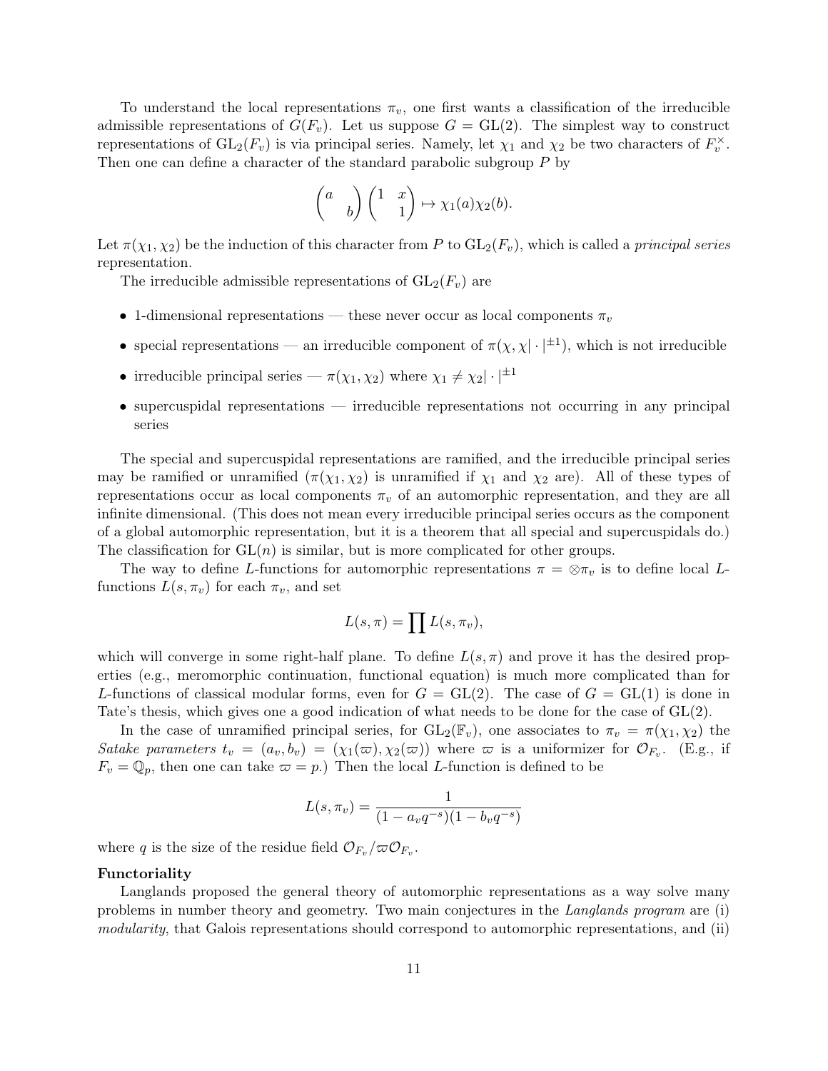To understand the local representations $\pi_v$, one first wants a classification of the irreducible admissible representations of $G(F_v)$. Let us suppose $G = \mathrm{GL}(2)$. The simplest way to construct representations of $\mathrm{GL}_2(F_v)$ is via principal series. Namely, let $\chi_1$ and $\chi_2$ be two characters of $F_v^\times$. Then one can define a character of the standard parabolic subgroup $P$ by

$$\begin{pmatrix} a & \\ & b \end{pmatrix} \begin{pmatrix} 1 & x \\ & 1 \end{pmatrix} \mapsto \chi_1(a)\chi_2(b).$$

Let $\pi(\chi_1, \chi_2)$ be the induction of this character from $P$ to $\mathrm{GL}_2(F_v)$, which is called a *principal series* representation.

The irreducible admissible representations of $\mathrm{GL}_2(F_v)$ are

- 1-dimensional representations — these never occur as local components $\pi_v$
- special representations — an irreducible component of $\pi(\chi, \chi|\cdot|^{\pm 1})$, which is not irreducible
- irreducible principal series — $\pi(\chi_1, \chi_2)$ where $\chi_1 \neq \chi_2|\cdot|^{\pm 1}$
- supercuspidal representations — irreducible representations not occurring in any principal series

The special and supercuspidal representations are ramified, and the irreducible principal series may be ramified or unramified ($\pi(\chi_1, \chi_2)$ is unramified if $\chi_1$ and $\chi_2$ are). All of these types of representations occur as local components $\pi_v$ of an automorphic representation, and they are all infinite dimensional. (This does not mean every irreducible principal series occurs as the component of a global automorphic representation, but it is a theorem that all special and supercuspidals do.) The classification for $\mathrm{GL}(n)$ is similar, but is more complicated for other groups.

The way to define $L$-functions for automorphic representations $\pi = \otimes \pi_v$ is to define local $L$-functions $L(s, \pi_v)$ for each $\pi_v$, and set

$$L(s, \pi) = \prod L(s, \pi_v),$$

which will converge in some right-half plane. To define $L(s, \pi)$ and prove it has the desired properties (e.g., meromorphic continuation, functional equation) is much more complicated than for $L$-functions of classical modular forms, even for $G = \mathrm{GL}(2)$. The case of $G = \mathrm{GL}(1)$ is done in Tate's thesis, which gives one a good indication of what needs to be done for the case of $\mathrm{GL}(2)$.

In the case of unramified principal series, for $\mathrm{GL}_2(\mathbb{F}_v)$, one associates to $\pi_v = \pi(\chi_1, \chi_2)$ the *Satake parameters* $t_v = (a_v, b_v) = (\chi_1(\varpi), \chi_2(\varpi))$ where $\varpi$ is a uniformizer for $\mathcal{O}_{F_v}$. (E.g., if $F_v = \mathbb{Q}_p$, then one can take $\varpi = p$.) Then the local $L$-function is defined to be

$$L(s, \pi_v) = \frac{1}{(1 - a_v q^{-s})(1 - b_v q^{-s})}$$

where $q$ is the size of the residue field $\mathcal{O}_{F_v}/\varpi\mathcal{O}_{F_v}$.

**Functoriality**

Langlands proposed the general theory of automorphic representations as a way solve many problems in number theory and geometry. Two main conjectures in the *Langlands program* are (i) *modularity*, that Galois representations should correspond to automorphic representations, and (ii)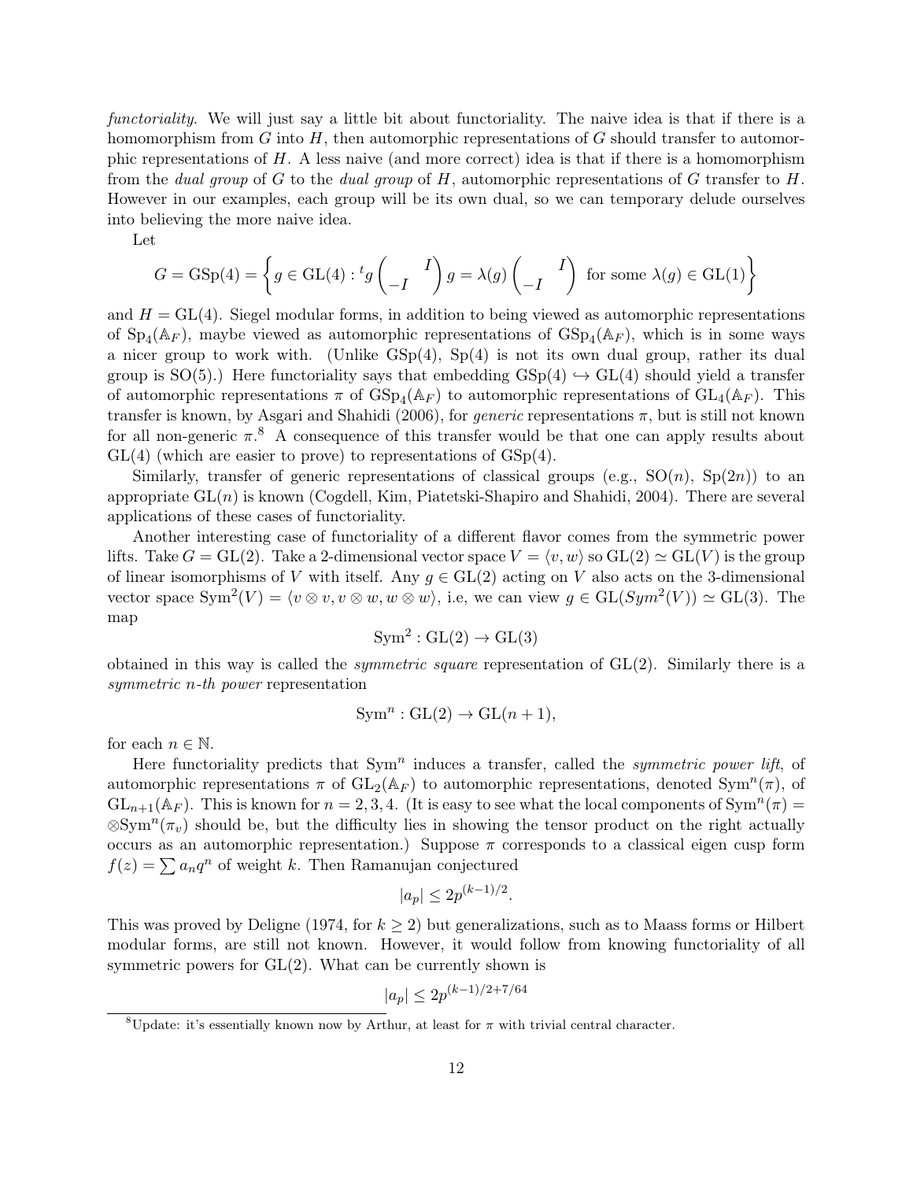*functoriality*. We will just say a little bit about functoriality. The naive idea is that if there is a homomorphism from $G$ into $H$, then automorphic representations of $G$ should transfer to automorphic representations of $H$. A less naive (and more correct) idea is that if there is a homomorphism from the *dual group* of $G$ to the *dual group* of $H$, automorphic representations of $G$ transfer to $H$. However in our examples, each group will be its own dual, so we can temporary delude ourselves into believing the more naive idea.

Let

$$G = \mathrm{GSp}(4) = \left\{ g \in \mathrm{GL}(4) : {}^t g \begin{pmatrix} & I \\ -I & \end{pmatrix} g = \lambda(g) \begin{pmatrix} & I \\ -I & \end{pmatrix} \text{ for some } \lambda(g) \in \mathrm{GL}(1) \right\}$$

and $H = \mathrm{GL}(4)$. Siegel modular forms, in addition to being viewed as automorphic representations of $\mathrm{Sp}_4(\mathbb{A}_F)$, maybe viewed as automorphic representations of $\mathrm{GSp}_4(\mathbb{A}_F)$, which is in some ways a nicer group to work with. (Unlike $\mathrm{GSp}(4)$, $\mathrm{Sp}(4)$ is not its own dual group, rather its dual group is $\mathrm{SO}(5)$.) Here functoriality says that embedding $\mathrm{GSp}(4) \hookrightarrow \mathrm{GL}(4)$ should yield a transfer of automorphic representations $\pi$ of $\mathrm{GSp}_4(\mathbb{A}_F)$ to automorphic representations of $\mathrm{GL}_4(\mathbb{A}_F)$. This transfer is known, by Asgari and Shahidi (2006), for *generic* representations $\pi$, but is still not known for all non-generic $\pi$.[8] A consequence of this transfer would be that one can apply results about $\mathrm{GL}(4)$ (which are easier to prove) to representations of $\mathrm{GSp}(4)$.

Similarly, transfer of generic representations of classical groups (e.g., $\mathrm{SO}(n)$, $\mathrm{Sp}(2n)$) to an appropriate $\mathrm{GL}(n)$ is known (Cogdell, Kim, Piatetski-Shapiro and Shahidi, 2004). There are several applications of these cases of functoriality.

Another interesting case of functoriality of a different flavor comes from the symmetric power lifts. Take $G = \mathrm{GL}(2)$. Take a 2-dimensional vector space $V = \langle v, w \rangle$ so $\mathrm{GL}(2) \simeq \mathrm{GL}(V)$ is the group of linear isomorphisms of $V$ with itself. Any $g \in \mathrm{GL}(2)$ acting on $V$ also acts on the 3-dimensional vector space $\mathrm{Sym}^2(V) = \langle v \otimes v, v \otimes w, w \otimes w \rangle$, i.e, we can view $g \in \mathrm{GL}(Sym^2(V)) \simeq \mathrm{GL}(3)$. The map

$$\mathrm{Sym}^2 : \mathrm{GL}(2) \to \mathrm{GL}(3)$$

obtained in this way is called the *symmetric square* representation of $\mathrm{GL}(2)$. Similarly there is a *symmetric n-th power* representation

$$\mathrm{Sym}^n : \mathrm{GL}(2) \to \mathrm{GL}(n+1),$$

for each $n \in \mathbb{N}$.

Here functoriality predicts that $\mathrm{Sym}^n$ induces a transfer, called the *symmetric power lift*, of automorphic representations $\pi$ of $\mathrm{GL}_2(\mathbb{A}_F)$ to automorphic representations, denoted $\mathrm{Sym}^n(\pi)$, of $\mathrm{GL}_{n+1}(\mathbb{A}_F)$. This is known for $n = 2, 3, 4$. (It is easy to see what the local components of $\mathrm{Sym}^n(\pi) = \otimes \mathrm{Sym}^n(\pi_v)$ should be, but the difficulty lies in showing the tensor product on the right actually occurs as an automorphic representation.) Suppose $\pi$ corresponds to a classical eigen cusp form $f(z) = \sum a_n q^n$ of weight $k$. Then Ramanujan conjectured

$$|a_p| \leq 2p^{(k-1)/2}.$$

This was proved by Deligne (1974, for $k \geq 2$) but generalizations, such as to Maass forms or Hilbert modular forms, are still not known. However, it would follow from knowing functoriality of all symmetric powers for $\mathrm{GL}(2)$. What can be currently shown is

$$|a_p| \leq 2p^{(k-1)/2 + 7/64}$$

---

[8] Update: it's essentially known now by Arthur, at least for $\pi$ with trivial central character.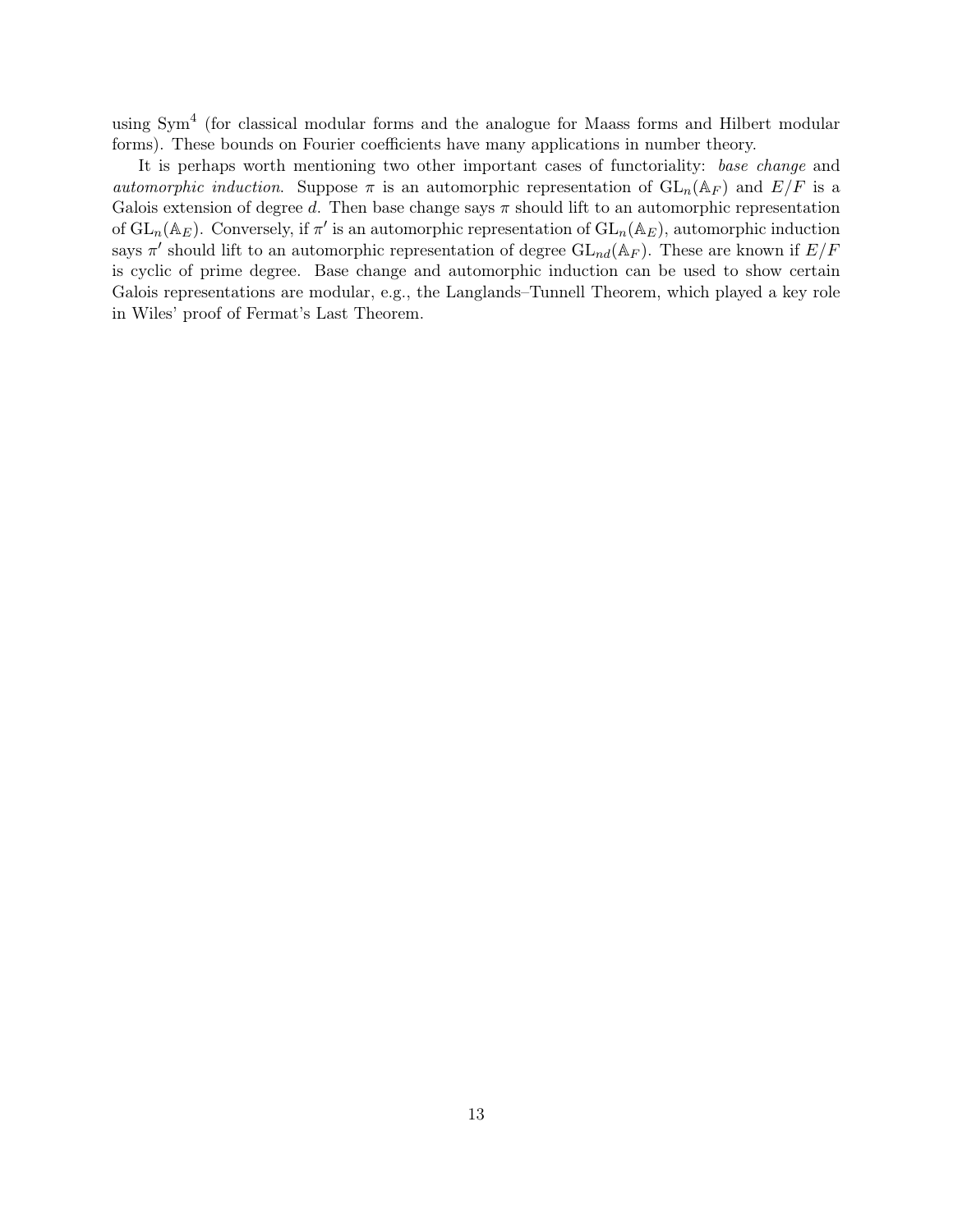using $\mathrm{Sym}^4$ (for classical modular forms and the analogue for Maass forms and Hilbert modular forms). These bounds on Fourier coefficients have many applications in number theory.

It is perhaps worth mentioning two other important cases of functoriality: *base change* and *automorphic induction*. Suppose $\pi$ is an automorphic representation of $\mathrm{GL}_n(\mathbb{A}_F)$ and $E/F$ is a Galois extension of degree $d$. Then base change says $\pi$ should lift to an automorphic representation of $\mathrm{GL}_n(\mathbb{A}_E)$. Conversely, if $\pi'$ is an automorphic representation of $\mathrm{GL}_n(\mathbb{A}_E)$, automorphic induction says $\pi'$ should lift to an automorphic representation of degree $\mathrm{GL}_{nd}(\mathbb{A}_F)$. These are known if $E/F$ is cyclic of prime degree. Base change and automorphic induction can be used to show certain Galois representations are modular, e.g., the Langlands–Tunnell Theorem, which played a key role in Wiles' proof of Fermat's Last Theorem.